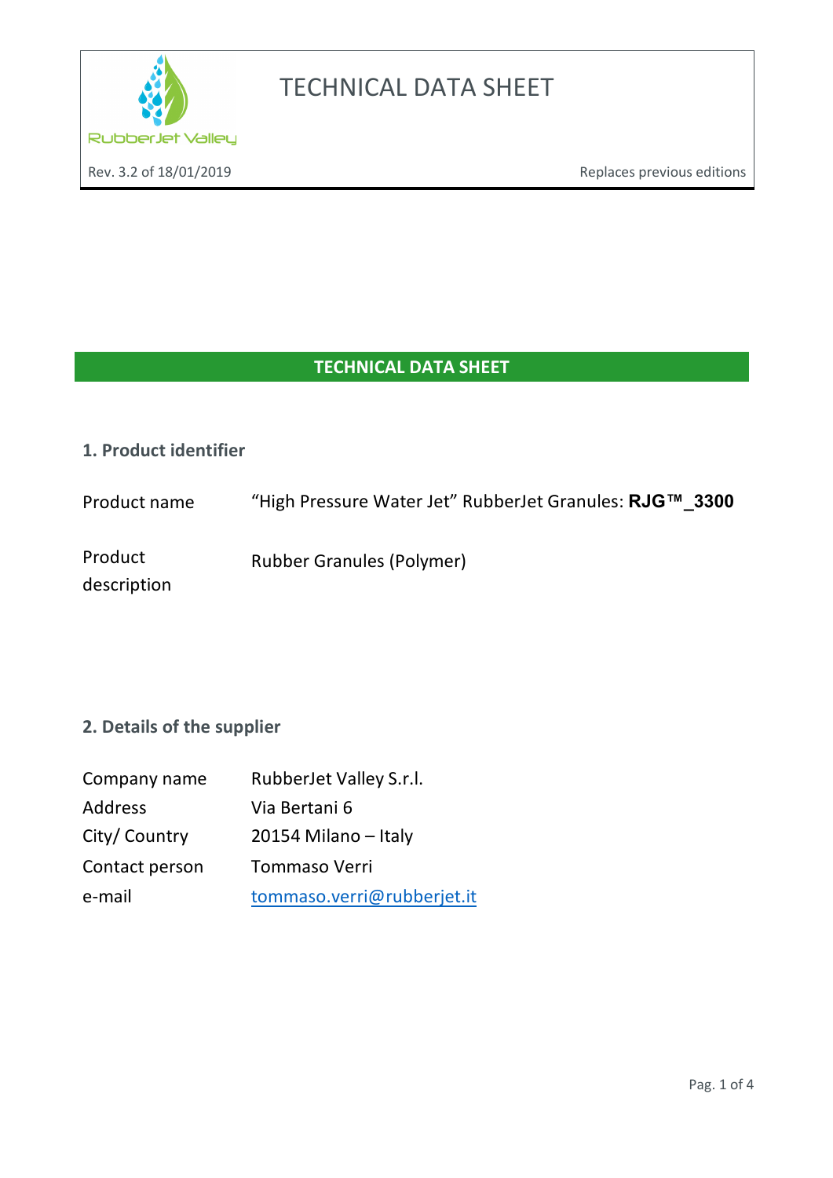# TECHNICAL DATA SHEET

Rev. 3.2 of 18/01/2019 — Replaces previous editions

## TECHNICAL DATA SHEET

### 1. Product identifier

| | |
|---|---|
| Product name | "High Pressure Water Jet" RubberJet Granules: **RJG™_3300** |
| Product description | Rubber Granules (Polymer) |

### 2. Details of the supplier

| | |
|---|---|
| Company name | RubberJet Valley S.r.l. |
| Address | Via Bertani 6 |
| City/ Country | 20154 Milano – Italy |
| Contact person | Tommaso Verri |
| e-mail | tommaso.verri@rubberjet.it |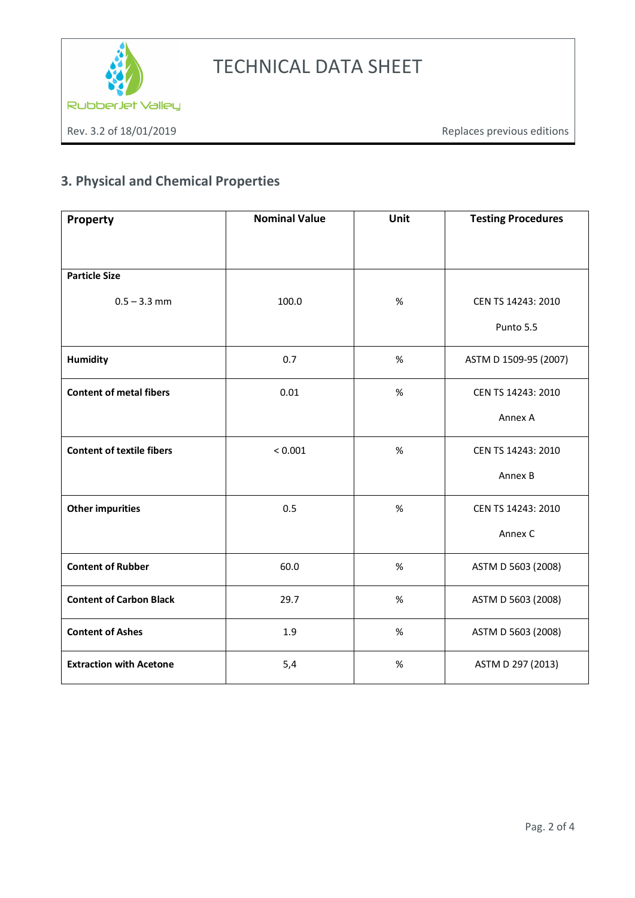## 3. Physical and Chemical Properties

| Property | Nominal Value | Unit | Testing Procedures |
|---|---|---|---|
| **Particle Size**<br>0.5 – 3.3 mm | 100.0 | % | CEN TS 14243: 2010<br>Punto 5.5 |
| **Humidity** | 0.7 | % | ASTM D 1509-95 (2007) |
| **Content of metal fibers** | 0.01 | % | CEN TS 14243: 2010<br>Annex A |
| **Content of textile fibers** | < 0.001 | % | CEN TS 14243: 2010<br>Annex B |
| **Other impurities** | 0.5 | % | CEN TS 14243: 2010<br>Annex C |
| **Content of Rubber** | 60.0 | % | ASTM D 5603 (2008) |
| **Content of Carbon Black** | 29.7 | % | ASTM D 5603 (2008) |
| **Content of Ashes** | 1.9 | % | ASTM D 5603 (2008) |
| **Extraction with Acetone** | 5,4 | % | ASTM D 297 (2013) |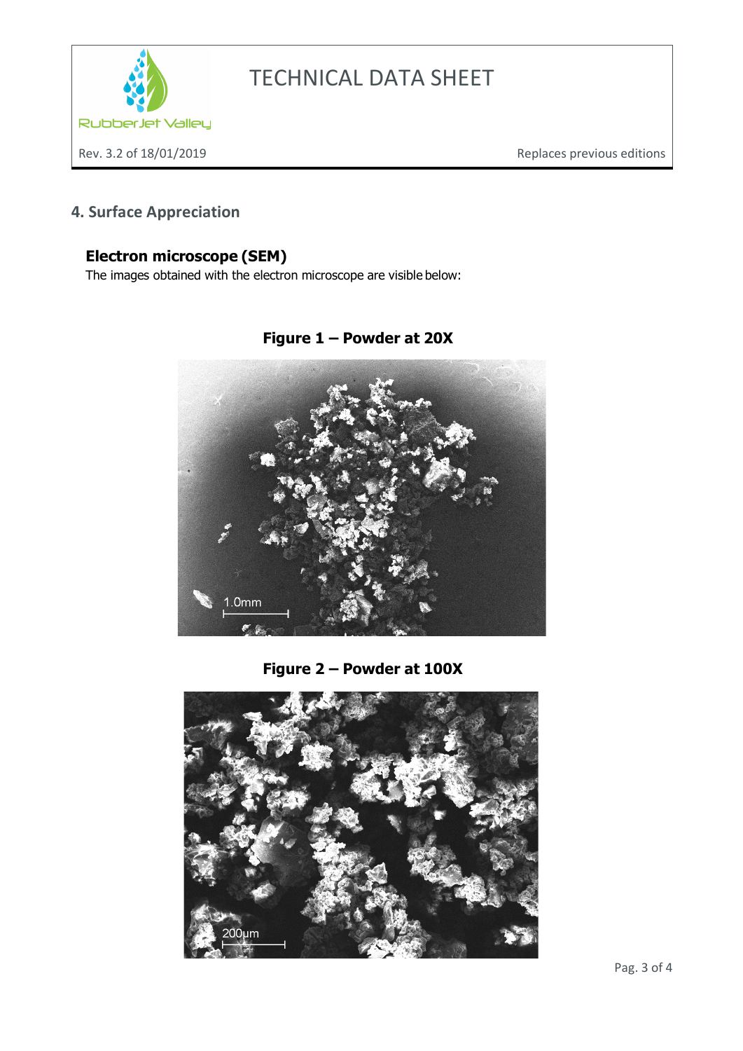## 4. Surface Appreciation

### Electron microscope (SEM)

The images obtained with the electron microscope are visible below:

**Figure 1 – Powder at 20X**

**Figure 2 – Powder at 100X**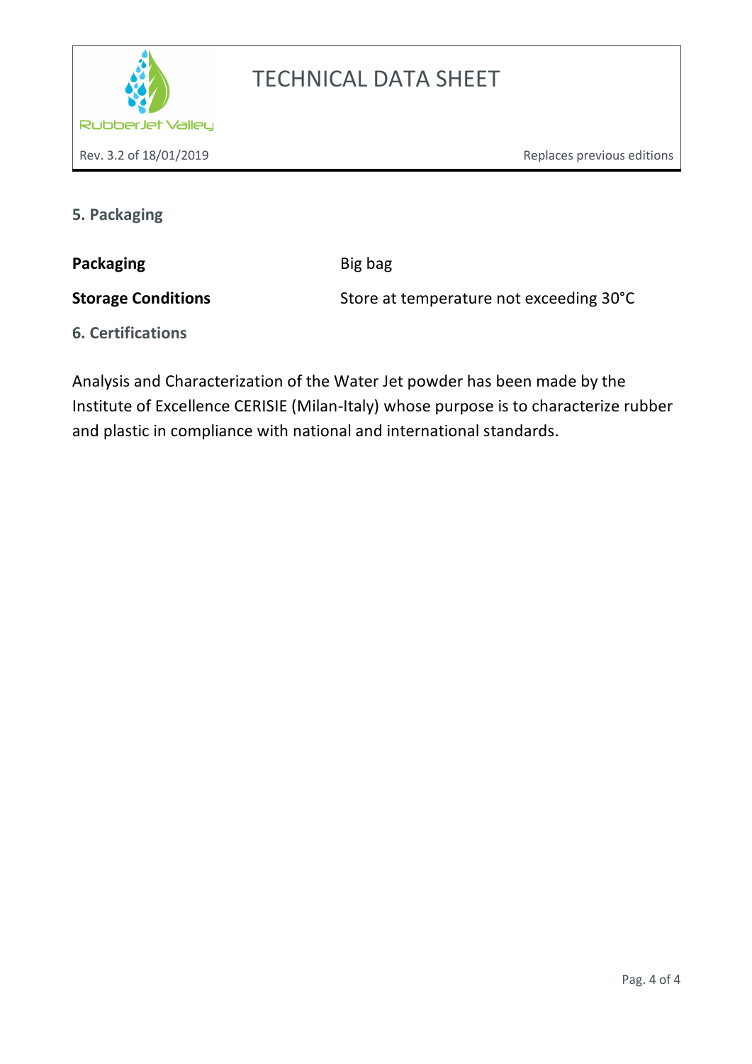## 5. Packaging

| | |
|---|---|
| **Packaging** | Big bag |
| **Storage Conditions** | Store at temperature not exceeding 30°C |

## 6. Certifications

Analysis and Characterization of the Water Jet powder has been made by the Institute of Excellence CERISIE (Milan-Italy) whose purpose is to characterize rubber and plastic in compliance with national and international standards.